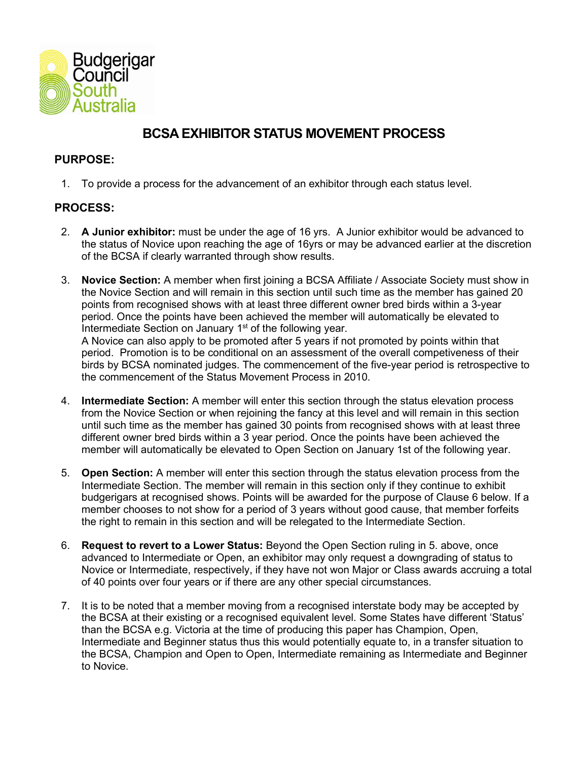Budgerigar Council South Australia

# BCSA EXHIBITOR STATUS MOVEMENT PROCESS

## PURPOSE:

1. To provide a process for the advancement of an exhibitor through each status level.

## PROCESS:

2. **A Junior exhibitor:** must be under the age of 16 yrs. A Junior exhibitor would be advanced to the status of Novice upon reaching the age of 16yrs or may be advanced earlier at the discretion of the BCSA if clearly warranted through show results.

3. **Novice Section:** A member when first joining a BCSA Affiliate / Associate Society must show in the Novice Section and will remain in this section until such time as the member has gained 20 points from recognised shows with at least three different owner bred birds within a 3-year period. Once the points have been achieved the member will automatically be elevated to Intermediate Section on January 1st of the following year.
   A Novice can also apply to be promoted after 5 years if not promoted by points within that period. Promotion is to be conditional on an assessment of the overall competiveness of their birds by BCSA nominated judges. The commencement of the five-year period is retrospective to the commencement of the Status Movement Process in 2010.

4. **Intermediate Section:** A member will enter this section through the status elevation process from the Novice Section or when rejoining the fancy at this level and will remain in this section until such time as the member has gained 30 points from recognised shows with at least three different owner bred birds within a 3 year period. Once the points have been achieved the member will automatically be elevated to Open Section on January 1st of the following year.

5. **Open Section:** A member will enter this section through the status elevation process from the Intermediate Section. The member will remain in this section only if they continue to exhibit budgerigars at recognised shows. Points will be awarded for the purpose of Clause 6 below. If a member chooses to not show for a period of 3 years without good cause, that member forfeits the right to remain in this section and will be relegated to the Intermediate Section.

6. **Request to revert to a Lower Status:** Beyond the Open Section ruling in 5. above, once advanced to Intermediate or Open, an exhibitor may only request a downgrading of status to Novice or Intermediate, respectively, if they have not won Major or Class awards accruing a total of 40 points over four years or if there are any other special circumstances.

7. It is to be noted that a member moving from a recognised interstate body may be accepted by the BCSA at their existing or a recognised equivalent level. Some States have different 'Status' than the BCSA e.g. Victoria at the time of producing this paper has Champion, Open, Intermediate and Beginner status thus this would potentially equate to, in a transfer situation to the BCSA, Champion and Open to Open, Intermediate remaining as Intermediate and Beginner to Novice.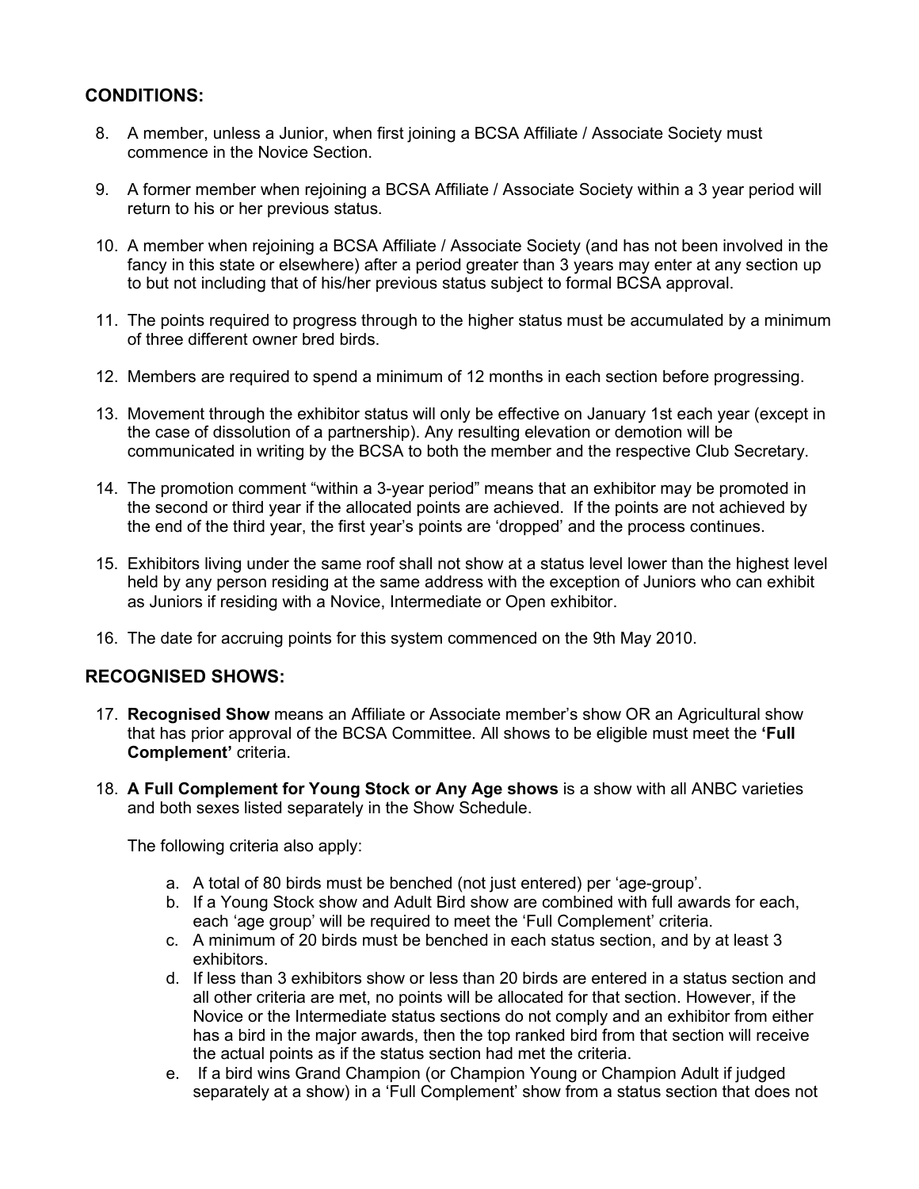## CONDITIONS:

8. A member, unless a Junior, when first joining a BCSA Affiliate / Associate Society must commence in the Novice Section.
9. A former member when rejoining a BCSA Affiliate / Associate Society within a 3 year period will return to his or her previous status.
10. A member when rejoining a BCSA Affiliate / Associate Society (and has not been involved in the fancy in this state or elsewhere) after a period greater than 3 years may enter at any section up to but not including that of his/her previous status subject to formal BCSA approval.
11. The points required to progress through to the higher status must be accumulated by a minimum of three different owner bred birds.
12. Members are required to spend a minimum of 12 months in each section before progressing.
13. Movement through the exhibitor status will only be effective on January 1st each year (except in the case of dissolution of a partnership). Any resulting elevation or demotion will be communicated in writing by the BCSA to both the member and the respective Club Secretary.
14. The promotion comment "within a 3-year period" means that an exhibitor may be promoted in the second or third year if the allocated points are achieved. If the points are not achieved by the end of the third year, the first year's points are 'dropped' and the process continues.
15. Exhibitors living under the same roof shall not show at a status level lower than the highest level held by any person residing at the same address with the exception of Juniors who can exhibit as Juniors if residing with a Novice, Intermediate or Open exhibitor.
16. The date for accruing points for this system commenced on the 9th May 2010.

## RECOGNISED SHOWS:

17. **Recognised Show** means an Affiliate or Associate member's show OR an Agricultural show that has prior approval of the BCSA Committee. All shows to be eligible must meet the **'Full Complement'** criteria.
18. **A Full Complement for Young Stock or Any Age shows** is a show with all ANBC varieties and both sexes listed separately in the Show Schedule.

    The following criteria also apply:

    a. A total of 80 birds must be benched (not just entered) per 'age-group'.
    b. If a Young Stock show and Adult Bird show are combined with full awards for each, each 'age group' will be required to meet the 'Full Complement' criteria.
    c. A minimum of 20 birds must be benched in each status section, and by at least 3 exhibitors.
    d. If less than 3 exhibitors show or less than 20 birds are entered in a status section and all other criteria are met, no points will be allocated for that section. However, if the Novice or the Intermediate status sections do not comply and an exhibitor from either has a bird in the major awards, then the top ranked bird from that section will receive the actual points as if the status section had met the criteria.
    e. If a bird wins Grand Champion (or Champion Young or Champion Adult if judged separately at a show) in a 'Full Complement' show from a status section that does not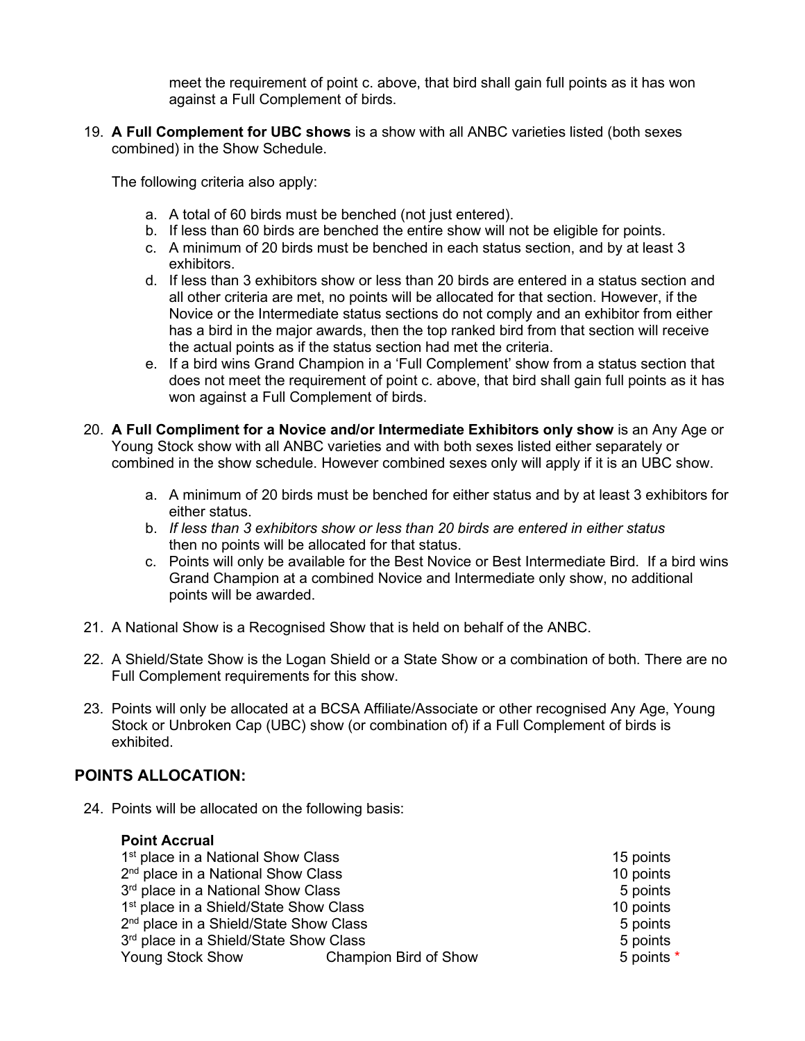meet the requirement of point c. above, that bird shall gain full points as it has won against a Full Complement of birds.

19. **A Full Complement for UBC shows** is a show with all ANBC varieties listed (both sexes combined) in the Show Schedule.

    The following criteria also apply:

    a. A total of 60 birds must be benched (not just entered).
    b. If less than 60 birds are benched the entire show will not be eligible for points.
    c. A minimum of 20 birds must be benched in each status section, and by at least 3 exhibitors.
    d. If less than 3 exhibitors show or less than 20 birds are entered in a status section and all other criteria are met, no points will be allocated for that section. However, if the Novice or the Intermediate status sections do not comply and an exhibitor from either has a bird in the major awards, then the top ranked bird from that section will receive the actual points as if the status section had met the criteria.
    e. If a bird wins Grand Champion in a 'Full Complement' show from a status section that does not meet the requirement of point c. above, that bird shall gain full points as it has won against a Full Complement of birds.

20. **A Full Compliment for a Novice and/or Intermediate Exhibitors only show** is an Any Age or Young Stock show with all ANBC varieties and with both sexes listed either separately or combined in the show schedule. However combined sexes only will apply if it is an UBC show.

    a. A minimum of 20 birds must be benched for either status and by at least 3 exhibitors for either status.
    b. *If less than 3 exhibitors show or less than 20 birds are entered in either status* then no points will be allocated for that status.
    c. Points will only be available for the Best Novice or Best Intermediate Bird. If a bird wins Grand Champion at a combined Novice and Intermediate only show, no additional points will be awarded.

21. A National Show is a Recognised Show that is held on behalf of the ANBC.

22. A Shield/State Show is the Logan Shield or a State Show or a combination of both. There are no Full Complement requirements for this show.

23. Points will only be allocated at a BCSA Affiliate/Associate or other recognised Any Age, Young Stock or Unbroken Cap (UBC) show (or combination of) if a Full Complement of birds is exhibited.

## POINTS ALLOCATION:

24. Points will be allocated on the following basis:

**Point Accrual**

| | | |
|---|---|---|
| 1st place in a National Show Class | | 15 points |
| 2nd place in a National Show Class | | 10 points |
| 3rd place in a National Show Class | | 5 points |
| 1st place in a Shield/State Show Class | | 10 points |
| 2nd place in a Shield/State Show Class | | 5 points |
| 3rd place in a Shield/State Show Class | | 5 points |
| Young Stock Show | Champion Bird of Show | 5 points * |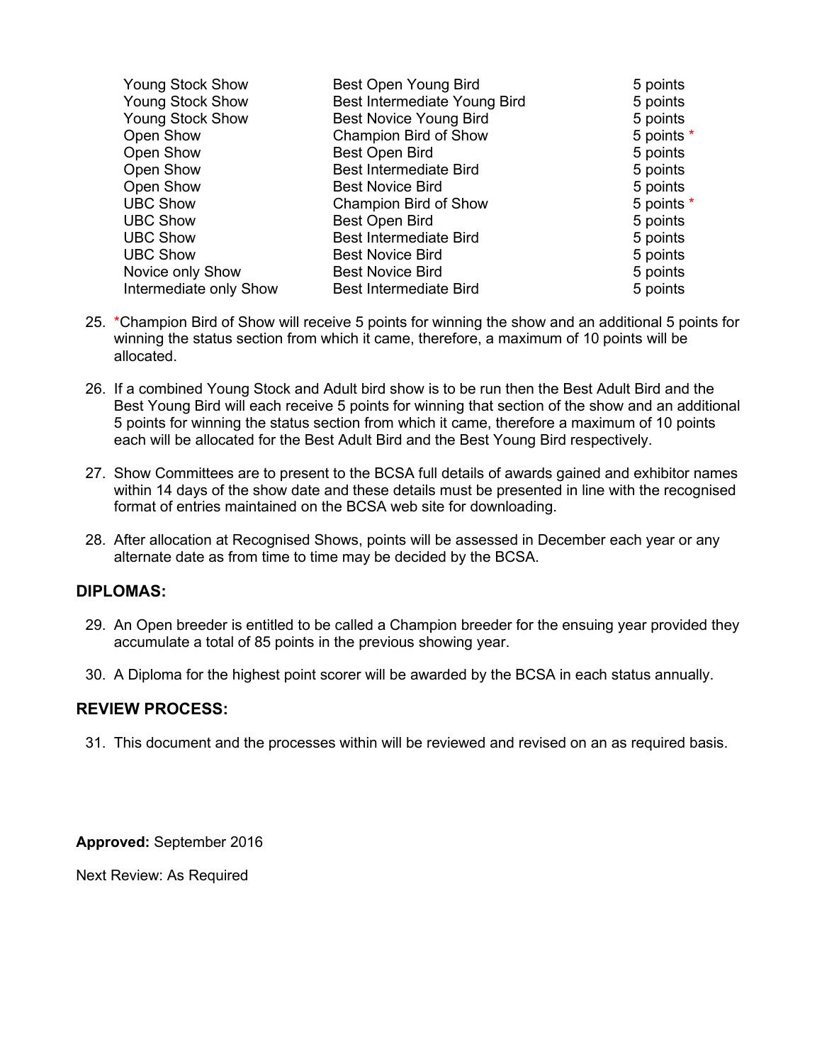| | | |
|---|---|---|
| Young Stock Show | Best Open Young Bird | 5 points |
| Young Stock Show | Best Intermediate Young Bird | 5 points |
| Young Stock Show | Best Novice Young Bird | 5 points |
| Open Show | Champion Bird of Show | 5 points * |
| Open Show | Best Open Bird | 5 points |
| Open Show | Best Intermediate Bird | 5 points |
| Open Show | Best Novice Bird | 5 points |
| UBC Show | Champion Bird of Show | 5 points * |
| UBC Show | Best Open Bird | 5 points |
| UBC Show | Best Intermediate Bird | 5 points |
| UBC Show | Best Novice Bird | 5 points |
| Novice only Show | Best Novice Bird | 5 points |
| Intermediate only Show | Best Intermediate Bird | 5 points |

25. *Champion Bird of Show will receive 5 points for winning the show and an additional 5 points for winning the status section from which it came, therefore, a maximum of 10 points will be allocated.

26. If a combined Young Stock and Adult bird show is to be run then the Best Adult Bird and the Best Young Bird will each receive 5 points for winning that section of the show and an additional 5 points for winning the status section from which it came, therefore a maximum of 10 points each will be allocated for the Best Adult Bird and the Best Young Bird respectively.

27. Show Committees are to present to the BCSA full details of awards gained and exhibitor names within 14 days of the show date and these details must be presented in line with the recognised format of entries maintained on the BCSA web site for downloading.

28. After allocation at Recognised Shows, points will be assessed in December each year or any alternate date as from time to time may be decided by the BCSA.

## DIPLOMAS:

29. An Open breeder is entitled to be called a Champion breeder for the ensuing year provided they accumulate a total of 85 points in the previous showing year.

30. A Diploma for the highest point scorer will be awarded by the BCSA in each status annually.

## REVIEW PROCESS:

31. This document and the processes within will be reviewed and revised on an as required basis.

**Approved:** September 2016

Next Review: As Required